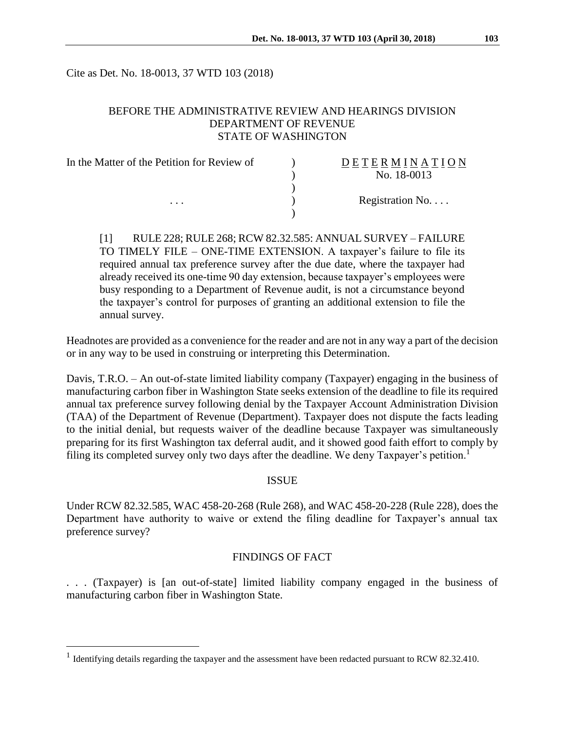Cite as Det. No. 18-0013, 37 WTD 103 (2018)

BEFORE THE ADMINISTRATIVE REVIEW AND HEARINGS DIVISION
DEPARTMENT OF REVENUE
STATE OF WASHINGTON

| In the Matter of the Petition for Review of | ) | D E T E R M I N A T I O N |
|---|---|---|
| | ) | No. 18-0013 |
| | ) | |
| . . . | ) | Registration No. . . . |
| | ) | |

[1] RULE 228; RULE 268; RCW 82.32.585: ANNUAL SURVEY – FAILURE TO TIMELY FILE – ONE-TIME EXTENSION. A taxpayer's failure to file its required annual tax preference survey after the due date, where the taxpayer had already received its one-time 90 day extension, because taxpayer's employees were busy responding to a Department of Revenue audit, is not a circumstance beyond the taxpayer's control for purposes of granting an additional extension to file the annual survey.

Headnotes are provided as a convenience for the reader and are not in any way a part of the decision or in any way to be used in construing or interpreting this Determination.

Davis, T.R.O. – An out-of-state limited liability company (Taxpayer) engaging in the business of manufacturing carbon fiber in Washington State seeks extension of the deadline to file its required annual tax preference survey following denial by the Taxpayer Account Administration Division (TAA) of the Department of Revenue (Department). Taxpayer does not dispute the facts leading to the initial denial, but requests waiver of the deadline because Taxpayer was simultaneously preparing for its first Washington tax deferral audit, and it showed good faith effort to comply by filing its completed survey only two days after the deadline. We deny Taxpayer's petition.[1]

## ISSUE

Under RCW 82.32.585, WAC 458-20-268 (Rule 268), and WAC 458-20-228 (Rule 228), does the Department have authority to waive or extend the filing deadline for Taxpayer's annual tax preference survey?

## FINDINGS OF FACT

. . . (Taxpayer) is [an out-of-state] limited liability company engaged in the business of manufacturing carbon fiber in Washington State.

[1] Identifying details regarding the taxpayer and the assessment have been redacted pursuant to RCW 82.32.410.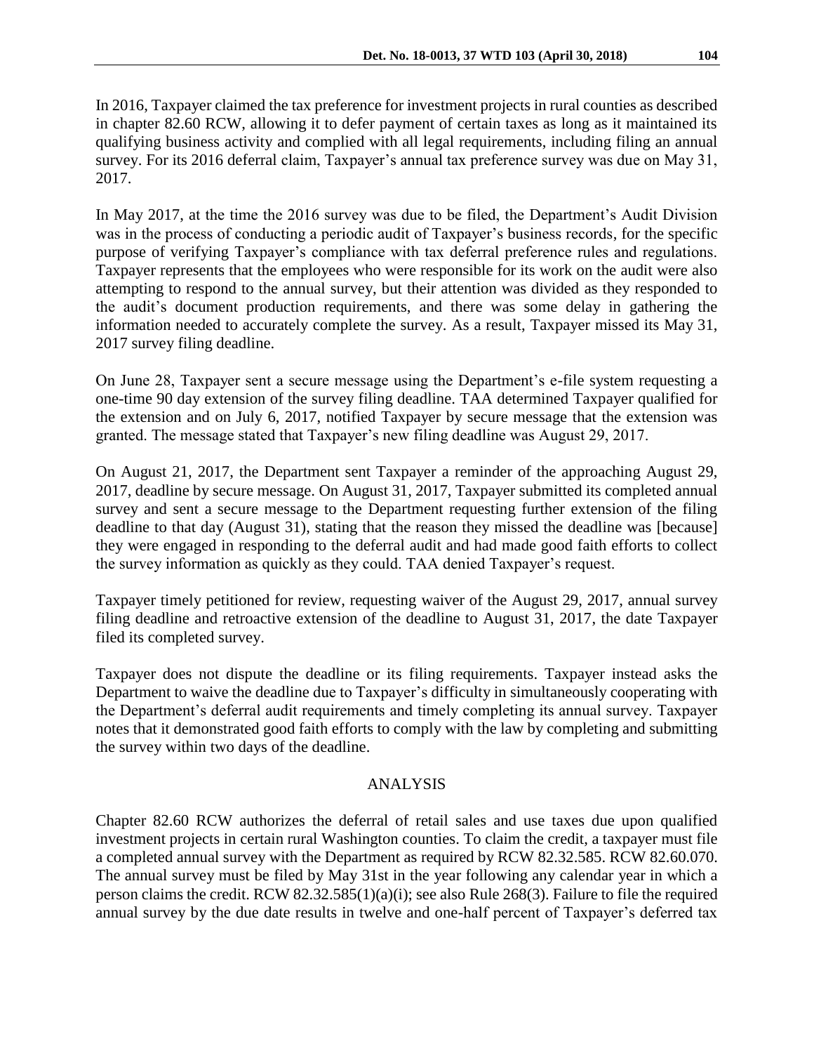In 2016, Taxpayer claimed the tax preference for investment projects in rural counties as described in chapter 82.60 RCW, allowing it to defer payment of certain taxes as long as it maintained its qualifying business activity and complied with all legal requirements, including filing an annual survey. For its 2016 deferral claim, Taxpayer's annual tax preference survey was due on May 31, 2017.

In May 2017, at the time the 2016 survey was due to be filed, the Department's Audit Division was in the process of conducting a periodic audit of Taxpayer's business records, for the specific purpose of verifying Taxpayer's compliance with tax deferral preference rules and regulations. Taxpayer represents that the employees who were responsible for its work on the audit were also attempting to respond to the annual survey, but their attention was divided as they responded to the audit's document production requirements, and there was some delay in gathering the information needed to accurately complete the survey. As a result, Taxpayer missed its May 31, 2017 survey filing deadline.

On June 28, Taxpayer sent a secure message using the Department's e-file system requesting a one-time 90 day extension of the survey filing deadline. TAA determined Taxpayer qualified for the extension and on July 6, 2017, notified Taxpayer by secure message that the extension was granted. The message stated that Taxpayer's new filing deadline was August 29, 2017.

On August 21, 2017, the Department sent Taxpayer a reminder of the approaching August 29, 2017, deadline by secure message. On August 31, 2017, Taxpayer submitted its completed annual survey and sent a secure message to the Department requesting further extension of the filing deadline to that day (August 31), stating that the reason they missed the deadline was [because] they were engaged in responding to the deferral audit and had made good faith efforts to collect the survey information as quickly as they could. TAA denied Taxpayer's request.

Taxpayer timely petitioned for review, requesting waiver of the August 29, 2017, annual survey filing deadline and retroactive extension of the deadline to August 31, 2017, the date Taxpayer filed its completed survey.

Taxpayer does not dispute the deadline or its filing requirements. Taxpayer instead asks the Department to waive the deadline due to Taxpayer's difficulty in simultaneously cooperating with the Department's deferral audit requirements and timely completing its annual survey. Taxpayer notes that it demonstrated good faith efforts to comply with the law by completing and submitting the survey within two days of the deadline.

## ANALYSIS

Chapter 82.60 RCW authorizes the deferral of retail sales and use taxes due upon qualified investment projects in certain rural Washington counties. To claim the credit, a taxpayer must file a completed annual survey with the Department as required by RCW 82.32.585. RCW 82.60.070. The annual survey must be filed by May 31st in the year following any calendar year in which a person claims the credit. RCW 82.32.585(1)(a)(i); see also Rule 268(3). Failure to file the required annual survey by the due date results in twelve and one-half percent of Taxpayer's deferred tax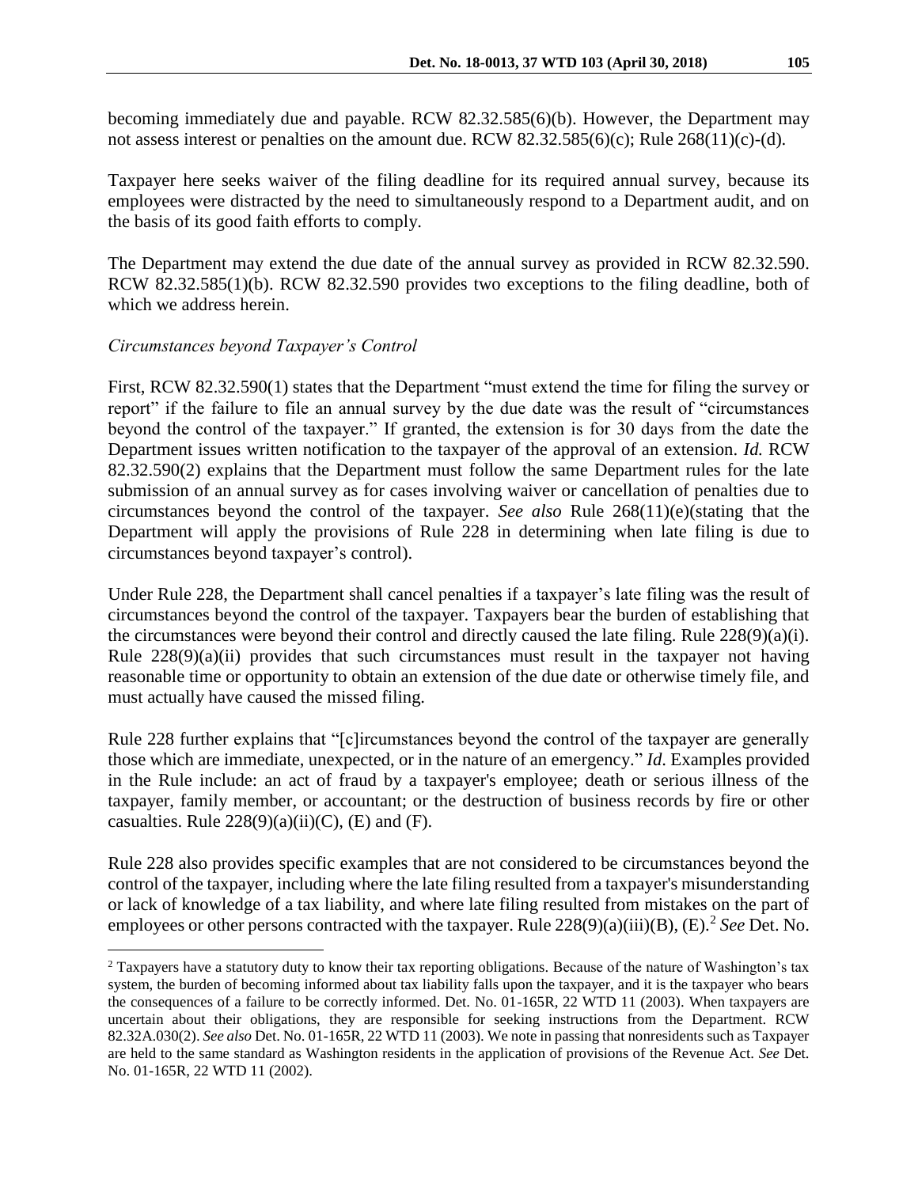becoming immediately due and payable. RCW 82.32.585(6)(b). However, the Department may not assess interest or penalties on the amount due. RCW 82.32.585(6)(c); Rule 268(11)(c)-(d).

Taxpayer here seeks waiver of the filing deadline for its required annual survey, because its employees were distracted by the need to simultaneously respond to a Department audit, and on the basis of its good faith efforts to comply.

The Department may extend the due date of the annual survey as provided in RCW 82.32.590. RCW 82.32.585(1)(b). RCW 82.32.590 provides two exceptions to the filing deadline, both of which we address herein.

*Circumstances beyond Taxpayer's Control*

First, RCW 82.32.590(1) states that the Department "must extend the time for filing the survey or report" if the failure to file an annual survey by the due date was the result of "circumstances beyond the control of the taxpayer." If granted, the extension is for 30 days from the date the Department issues written notification to the taxpayer of the approval of an extension. *Id.* RCW 82.32.590(2) explains that the Department must follow the same Department rules for the late submission of an annual survey as for cases involving waiver or cancellation of penalties due to circumstances beyond the control of the taxpayer. *See also* Rule 268(11)(e)(stating that the Department will apply the provisions of Rule 228 in determining when late filing is due to circumstances beyond taxpayer's control).

Under Rule 228, the Department shall cancel penalties if a taxpayer's late filing was the result of circumstances beyond the control of the taxpayer. Taxpayers bear the burden of establishing that the circumstances were beyond their control and directly caused the late filing. Rule 228(9)(a)(i). Rule 228(9)(a)(ii) provides that such circumstances must result in the taxpayer not having reasonable time or opportunity to obtain an extension of the due date or otherwise timely file, and must actually have caused the missed filing.

Rule 228 further explains that "[c]ircumstances beyond the control of the taxpayer are generally those which are immediate, unexpected, or in the nature of an emergency." *Id*. Examples provided in the Rule include: an act of fraud by a taxpayer's employee; death or serious illness of the taxpayer, family member, or accountant; or the destruction of business records by fire or other casualties. Rule 228(9)(a)(ii)(C), (E) and (F).

Rule 228 also provides specific examples that are not considered to be circumstances beyond the control of the taxpayer, including where the late filing resulted from a taxpayer's misunderstanding or lack of knowledge of a tax liability, and where late filing resulted from mistakes on the part of employees or other persons contracted with the taxpayer. Rule 228(9)(a)(iii)(B), (E).[2] *See* Det. No.

---

[2] Taxpayers have a statutory duty to know their tax reporting obligations. Because of the nature of Washington's tax system, the burden of becoming informed about tax liability falls upon the taxpayer, and it is the taxpayer who bears the consequences of a failure to be correctly informed. Det. No. 01-165R, 22 WTD 11 (2003). When taxpayers are uncertain about their obligations, they are responsible for seeking instructions from the Department. RCW 82.32A.030(2). *See also* Det. No. 01-165R, 22 WTD 11 (2003). We note in passing that nonresidents such as Taxpayer are held to the same standard as Washington residents in the application of provisions of the Revenue Act. *See* Det. No. 01-165R, 22 WTD 11 (2002).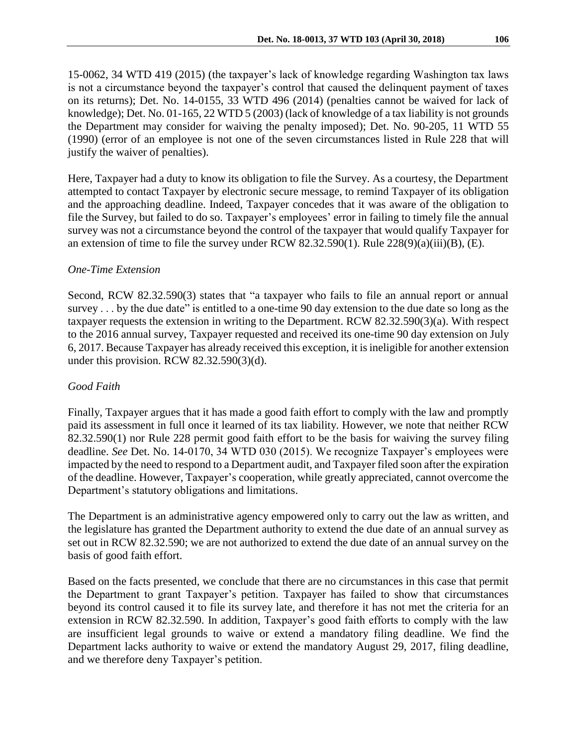15-0062, 34 WTD 419 (2015) (the taxpayer's lack of knowledge regarding Washington tax laws is not a circumstance beyond the taxpayer's control that caused the delinquent payment of taxes on its returns); Det. No. 14-0155, 33 WTD 496 (2014) (penalties cannot be waived for lack of knowledge); Det. No. 01-165, 22 WTD 5 (2003) (lack of knowledge of a tax liability is not grounds the Department may consider for waiving the penalty imposed); Det. No. 90-205, 11 WTD 55 (1990) (error of an employee is not one of the seven circumstances listed in Rule 228 that will justify the waiver of penalties).

Here, Taxpayer had a duty to know its obligation to file the Survey. As a courtesy, the Department attempted to contact Taxpayer by electronic secure message, to remind Taxpayer of its obligation and the approaching deadline. Indeed, Taxpayer concedes that it was aware of the obligation to file the Survey, but failed to do so. Taxpayer's employees' error in failing to timely file the annual survey was not a circumstance beyond the control of the taxpayer that would qualify Taxpayer for an extension of time to file the survey under RCW 82.32.590(1). Rule 228(9)(a)(iii)(B), (E).

*One-Time Extension*

Second, RCW 82.32.590(3) states that "a taxpayer who fails to file an annual report or annual survey . . . by the due date" is entitled to a one-time 90 day extension to the due date so long as the taxpayer requests the extension in writing to the Department. RCW 82.32.590(3)(a). With respect to the 2016 annual survey, Taxpayer requested and received its one-time 90 day extension on July 6, 2017. Because Taxpayer has already received this exception, it is ineligible for another extension under this provision. RCW 82.32.590(3)(d).

*Good Faith*

Finally, Taxpayer argues that it has made a good faith effort to comply with the law and promptly paid its assessment in full once it learned of its tax liability. However, we note that neither RCW 82.32.590(1) nor Rule 228 permit good faith effort to be the basis for waiving the survey filing deadline. *See* Det. No. 14-0170, 34 WTD 030 (2015). We recognize Taxpayer's employees were impacted by the need to respond to a Department audit, and Taxpayer filed soon after the expiration of the deadline. However, Taxpayer's cooperation, while greatly appreciated, cannot overcome the Department's statutory obligations and limitations.

The Department is an administrative agency empowered only to carry out the law as written, and the legislature has granted the Department authority to extend the due date of an annual survey as set out in RCW 82.32.590; we are not authorized to extend the due date of an annual survey on the basis of good faith effort.

Based on the facts presented, we conclude that there are no circumstances in this case that permit the Department to grant Taxpayer's petition. Taxpayer has failed to show that circumstances beyond its control caused it to file its survey late, and therefore it has not met the criteria for an extension in RCW 82.32.590. In addition, Taxpayer's good faith efforts to comply with the law are insufficient legal grounds to waive or extend a mandatory filing deadline. We find the Department lacks authority to waive or extend the mandatory August 29, 2017, filing deadline, and we therefore deny Taxpayer's petition.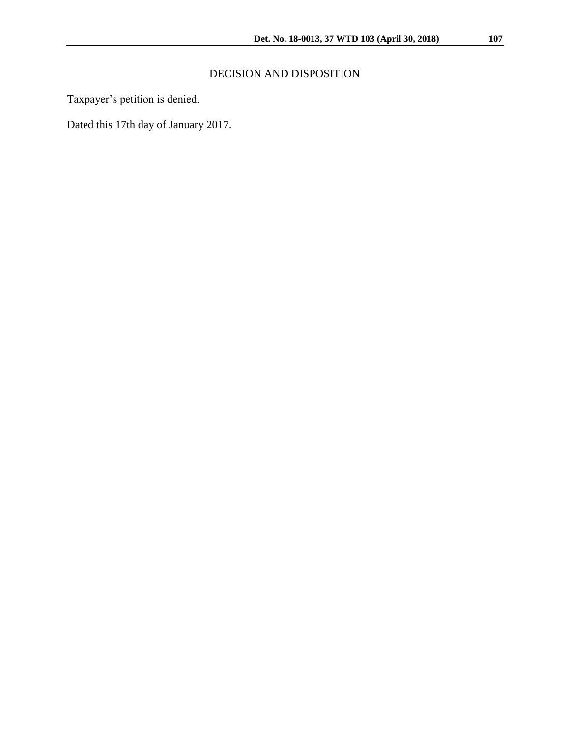## DECISION AND DISPOSITION

Taxpayer's petition is denied.

Dated this 17th day of January 2017.